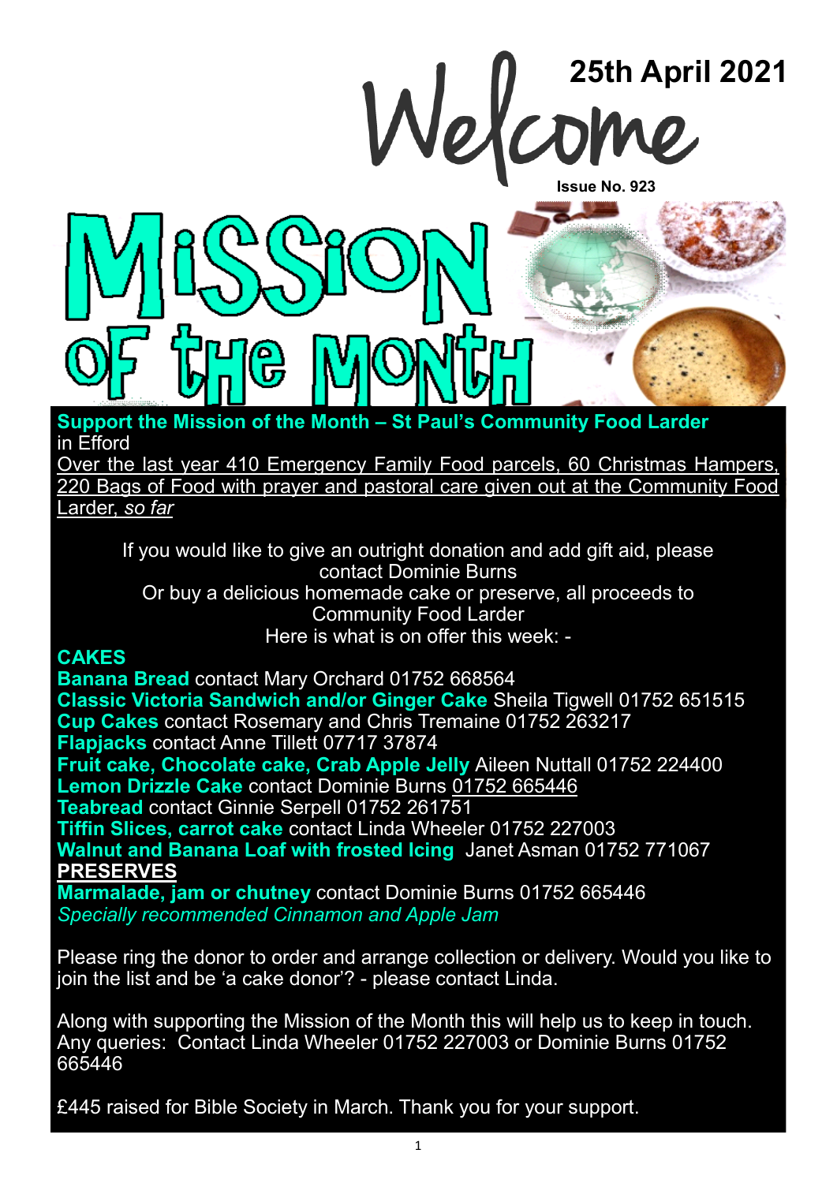# Welcome

**25th April 2021**

**Issue No. 923**

# Mission of the Month

**Support the Mission of the Month – St Paul's Community Food Larder** in Efford

Over the last year 410 Emergency Family Food parcels, 60 Christmas Hampers, 220 Bags of Food with prayer and pastoral care given out at the Community Food Larder, *so far*

If you would like to give an outright donation and add gift aid, please contact Dominie Burns
Or buy a delicious homemade cake or preserve, all proceeds to Community Food Larder
Here is what is on offer this week: -

**CAKES**

**Banana Bread** contact Mary Orchard 01752 668564
**Classic Victoria Sandwich and/or Ginger Cake** Sheila Tigwell 01752 651515
**Cup Cakes** contact Rosemary and Chris Tremaine 01752 263217
**Flapjacks** contact Anne Tillett 07717 37874
**Fruit cake, Chocolate cake, Crab Apple Jelly** Aileen Nuttall 01752 224400
**Lemon Drizzle Cake** contact Dominie Burns 01752 665446
**Teabread** contact Ginnie Serpell 01752 261751
**Tiffin Slices, carrot cake** contact Linda Wheeler 01752 227003
**Walnut and Banana Loaf with frosted Icing** Janet Asman 01752 771067

**PRESERVES**

**Marmalade, jam or chutney** contact Dominie Burns 01752 665446
*Specially recommended Cinnamon and Apple Jam*

Please ring the donor to order and arrange collection or delivery. Would you like to join the list and be 'a cake donor'? - please contact Linda.

Along with supporting the Mission of the Month this will help us to keep in touch. Any queries: Contact Linda Wheeler 01752 227003 or Dominie Burns 01752 665446

£445 raised for Bible Society in March. Thank you for your support.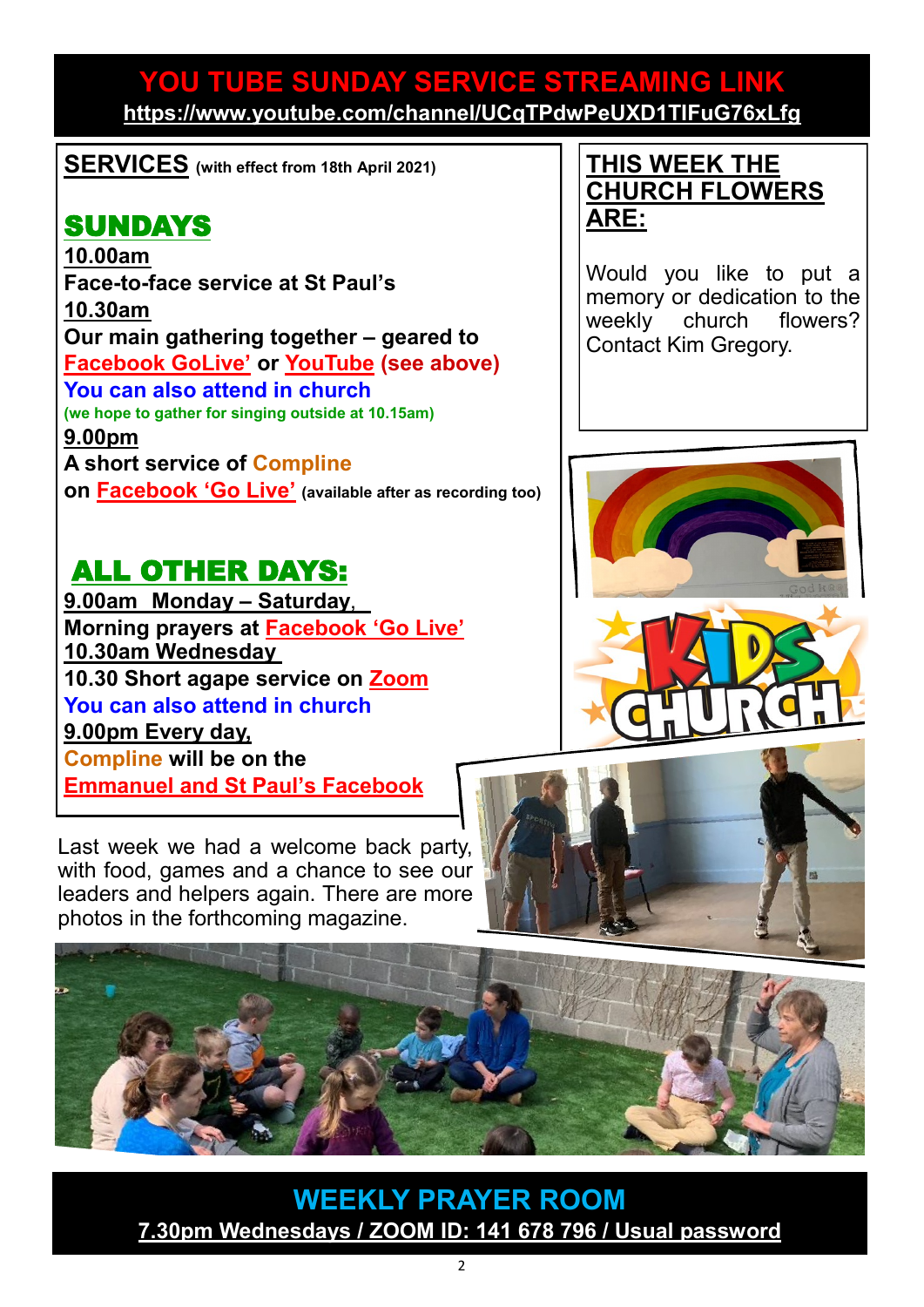## YOU TUBE SUNDAY SERVICE STREAMING LINK

**https://www.youtube.com/channel/UCqTPdwPeUXD1TIFuG76xLfg**

## SERVICES (with effect from 18th April 2021)

### SUNDAYS

**10.00am**
**Face-to-face service at St Paul's**

**10.30am**
**Our main gathering together – geared to Facebook GoLive' or YouTube (see above)**
**You can also attend in church**
**(we hope to gather for singing outside at 10.15am)**

**9.00pm**
**A short service of Compline on Facebook 'Go Live'** (available after as recording too)

### ALL OTHER DAYS:

**9.00am Monday – Saturday,**
**Morning prayers at Facebook 'Go Live'**

**10.30am Wednesday**
**10.30 Short agape service on Zoom**
**You can also attend in church**

**9.00pm Every day,**
**Compline will be on the Emmanuel and St Paul's Facebook**

## THIS WEEK THE CHURCH FLOWERS ARE:

Would you like to put a memory or dedication to the weekly church flowers? Contact Kim Gregory.

**KIDS CHURCH**

Last week we had a welcome back party, with food, games and a chance to see our leaders and helpers again. There are more photos in the forthcoming magazine.

## WEEKLY PRAYER ROOM

**7.30pm Wednesdays / ZOOM ID: 141 678 796 / Usual password**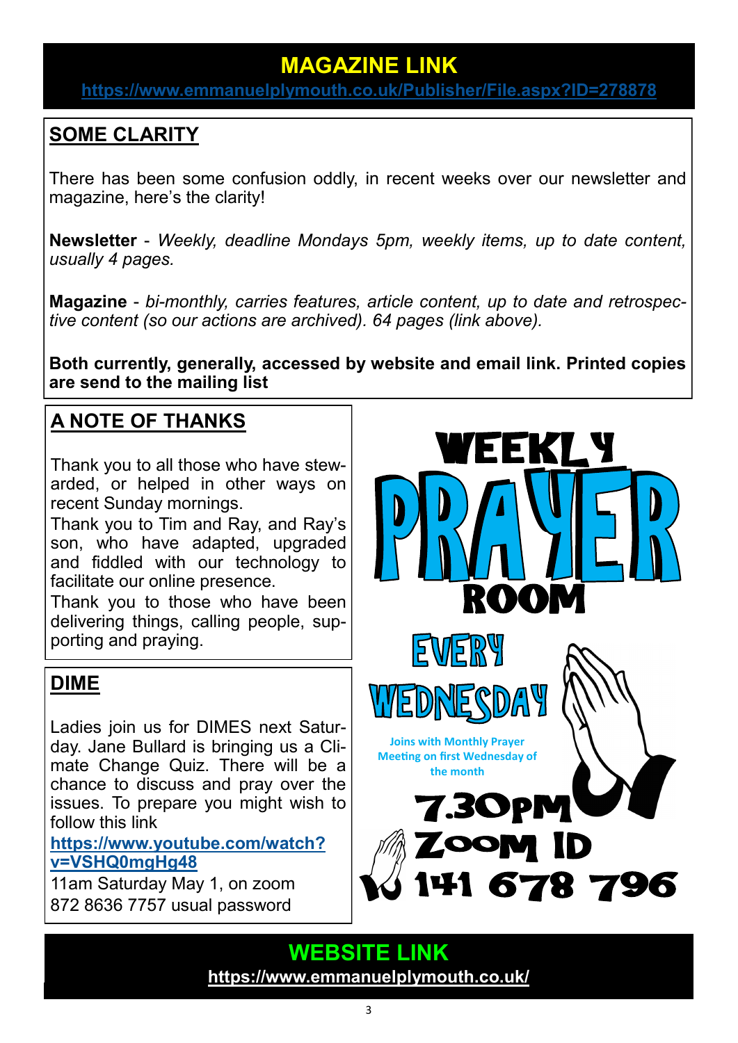## MAGAZINE LINK

https://www.emmanuelplymouth.co.uk/Publisher/File.aspx?ID=278878

## SOME CLARITY

There has been some confusion oddly, in recent weeks over our newsletter and magazine, here's the clarity!

**Newsletter** - *Weekly, deadline Mondays 5pm, weekly items, up to date content, usually 4 pages.*

**Magazine** - *bi-monthly, carries features, article content, up to date and retrospective content (so our actions are archived). 64 pages (link above).*

**Both currently, generally, accessed by website and email link. Printed copies are send to the mailing list**

## A NOTE OF THANKS

Thank you to all those who have stewarded, or helped in other ways on recent Sunday mornings.

Thank you to Tim and Ray, and Ray's son, who have adapted, upgraded and fiddled with our technology to facilitate our online presence.

Thank you to those who have been delivering things, calling people, supporting and praying.

## DIME

Ladies join us for DIMES next Saturday. Jane Bullard is bringing us a Climate Change Quiz. There will be a chance to discuss and pray over the issues. To prepare you might wish to follow this link

https://www.youtube.com/watch?v=VSHQ0mgHg48

11am Saturday May 1, on zoom
872 8636 7757 usual password

## WEEKLY PRAYER ROOM

EVERY WEDNESDAY

Joins with Monthly Prayer Meeting on first Wednesday of the month

7.30PM
ZOOM ID
141 678 796

## WEBSITE LINK

https://www.emmanuelplymouth.co.uk/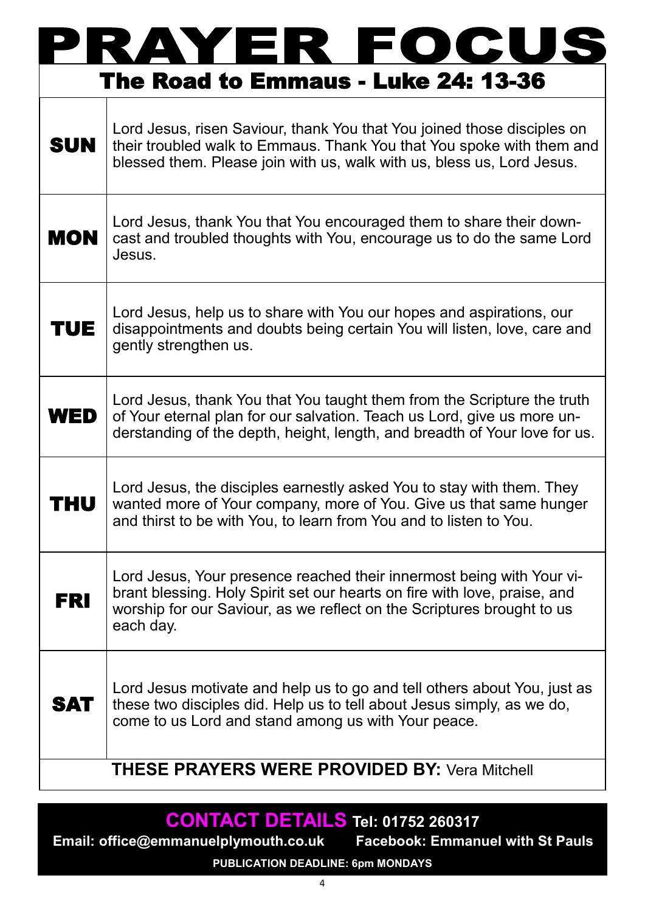# PRAYER FOCUS

## The Road to Emmaus - Luke 24: 13-36

| | |
|---|---|
| **SUN** | Lord Jesus, risen Saviour, thank You that You joined those disciples on their troubled walk to Emmaus. Thank You that You spoke with them and blessed them. Please join with us, walk with us, bless us, Lord Jesus. |
| **MON** | Lord Jesus, thank You that You encouraged them to share their down-cast and troubled thoughts with You, encourage us to do the same Lord Jesus. |
| **TUE** | Lord Jesus, help us to share with You our hopes and aspirations, our disappointments and doubts being certain You will listen, love, care and gently strengthen us. |
| **WED** | Lord Jesus, thank You that You taught them from the Scripture the truth of Your eternal plan for our salvation. Teach us Lord, give us more understanding of the depth, height, length, and breadth of Your love for us. |
| **THU** | Lord Jesus, the disciples earnestly asked You to stay with them. They wanted more of Your company, more of You. Give us that same hunger and thirst to be with You, to learn from You and to listen to You. |
| **FRI** | Lord Jesus, Your presence reached their innermost being with Your vibrant blessing. Holy Spirit set our hearts on fire with love, praise, and worship for our Saviour, as we reflect on the Scriptures brought to us each day. |
| **SAT** | Lord Jesus motivate and help us to go and tell others about You, just as these two disciples did. Help us to tell about Jesus simply, as we do, come to us Lord and stand among us with Your peace. |

**THESE PRAYERS WERE PROVIDED BY:** Vera Mitchell

**CONTACT DETAILS Tel: 01752 260317**

**Email: office@emmanuelplymouth.co.uk** **Facebook: Emmanuel with St Pauls**

**PUBLICATION DEADLINE: 6pm MONDAYS**